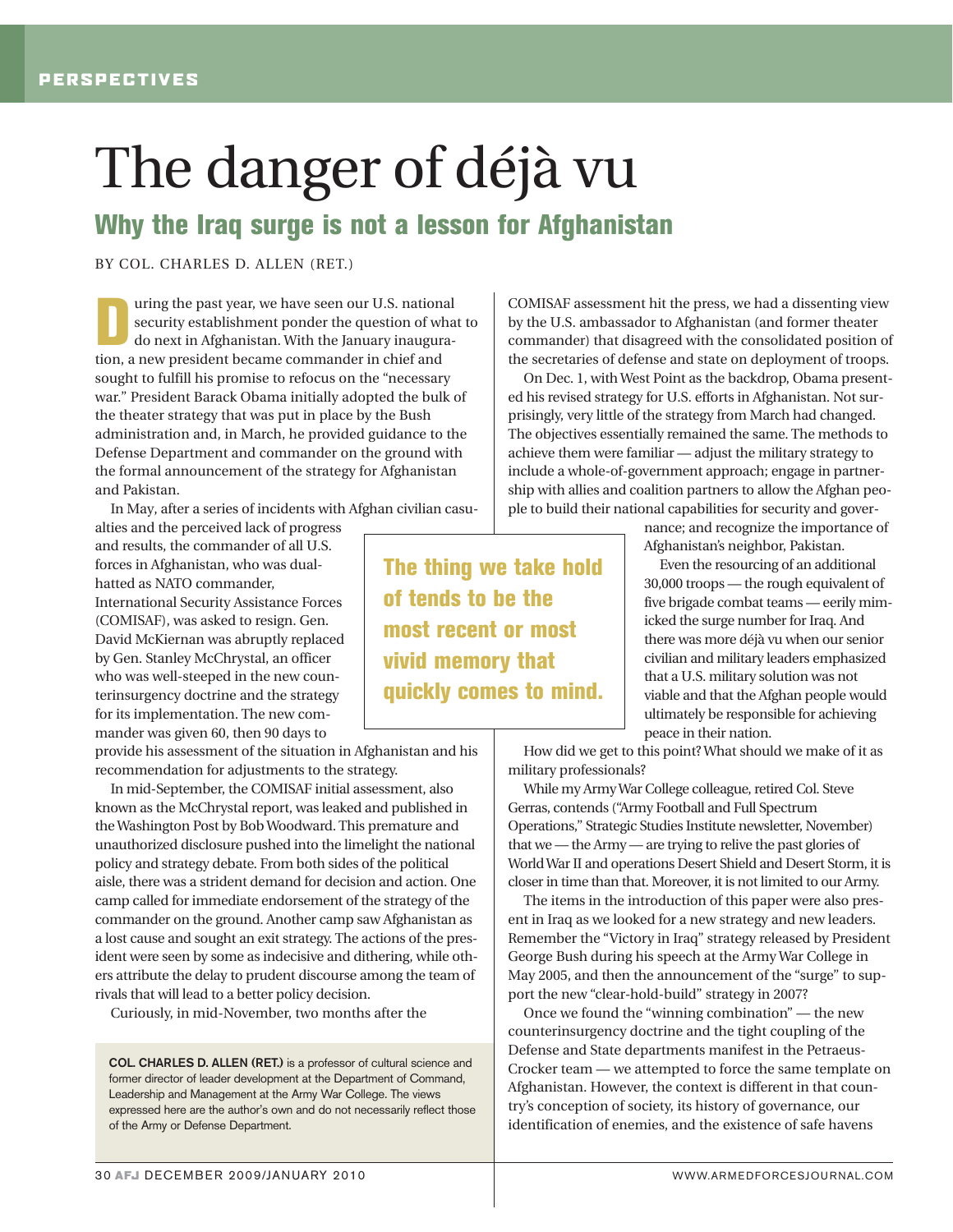PERSPECTIVES

# The danger of déjà vu

## Why the Iraq surge is not a lesson for Afghanistan

BY COL. CHARLES D. ALLEN (RET.)

During the past year, we have seen our U.S. national security establishment ponder the question of what to do next in Afghanistan. With the January inauguration, a new president became commander in chief and sought to fulfill his promise to refocus on the "necessary war." President Barack Obama initially adopted the bulk of the theater strategy that was put in place by the Bush administration and, in March, he provided guidance to the Defense Department and commander on the ground with the formal announcement of the strategy for Afghanistan and Pakistan.

In May, after a series of incidents with Afghan civilian casualties and the perceived lack of progress and results, the commander of all U.S. forces in Afghanistan, who was dual-hatted as NATO commander, International Security Assistance Forces (COMISAF), was asked to resign. Gen. David McKiernan was abruptly replaced by Gen. Stanley McChrystal, an officer who was well-steeped in the new counterinsurgency doctrine and the strategy for its implementation. The new commander was given 60, then 90 days to provide his assessment of the situation in Afghanistan and his recommendation for adjustments to the strategy.

In mid-September, the COMISAF initial assessment, also known as the McChrystal report, was leaked and published in the Washington Post by Bob Woodward. This premature and unauthorized disclosure pushed into the limelight the national policy and strategy debate. From both sides of the political aisle, there was a strident demand for decision and action. One camp called for immediate endorsement of the strategy of the commander on the ground. Another camp saw Afghanistan as a lost cause and sought an exit strategy. The actions of the president were seen by some as indecisive and dithering, while others attribute the delay to prudent discourse among the team of rivals that will lead to a better policy decision.

Curiously, in mid-November, two months after the COMISAF assessment hit the press, we had a dissenting view by the U.S. ambassador to Afghanistan (and former theater commander) that disagreed with the consolidated position of the secretaries of defense and state on deployment of troops.

On Dec. 1, with West Point as the backdrop, Obama presented his revised strategy for U.S. efforts in Afghanistan. Not surprisingly, very little of the strategy from March had changed. The objectives essentially remained the same. The methods to achieve them were familiar — adjust the military strategy to include a whole-of-government approach; engage in partnership with allies and coalition partners to allow the Afghan people to build their national capabilities for security and governance; and recognize the importance of Afghanistan's neighbor, Pakistan.

> **The thing we take hold of tends to be the most recent or most vivid memory that quickly comes to mind.**

Even the resourcing of an additional 30,000 troops — the rough equivalent of five brigade combat teams — eerily mimicked the surge number for Iraq. And there was more déjà vu when our senior civilian and military leaders emphasized that a U.S. military solution was not viable and that the Afghan people would ultimately be responsible for achieving peace in their nation.

How did we get to this point? What should we make of it as military professionals?

While my Army War College colleague, retired Col. Steve Gerras, contends ("Army Football and Full Spectrum Operations," Strategic Studies Institute newsletter, November) that we — the Army — are trying to relive the past glories of World War II and operations Desert Shield and Desert Storm, it is closer in time than that. Moreover, it is not limited to our Army.

The items in the introduction of this paper were also present in Iraq as we looked for a new strategy and new leaders. Remember the "Victory in Iraq" strategy released by President George Bush during his speech at the Army War College in May 2005, and then the announcement of the "surge" to support the new "clear-hold-build" strategy in 2007?

Once we found the "winning combination" — the new counterinsurgency doctrine and the tight coupling of the Defense and State departments manifest in the Petraeus-Crocker team — we attempted to force the same template on Afghanistan. However, the context is different in that country's conception of society, its history of governance, our identification of enemies, and the existence of safe havens

**COL. CHARLES D. ALLEN (RET.)** is a professor of cultural science and former director of leader development at the Department of Command, Leadership and Management at the Army War College. The views expressed here are the author's own and do not necessarily reflect those of the Army or Defense Department.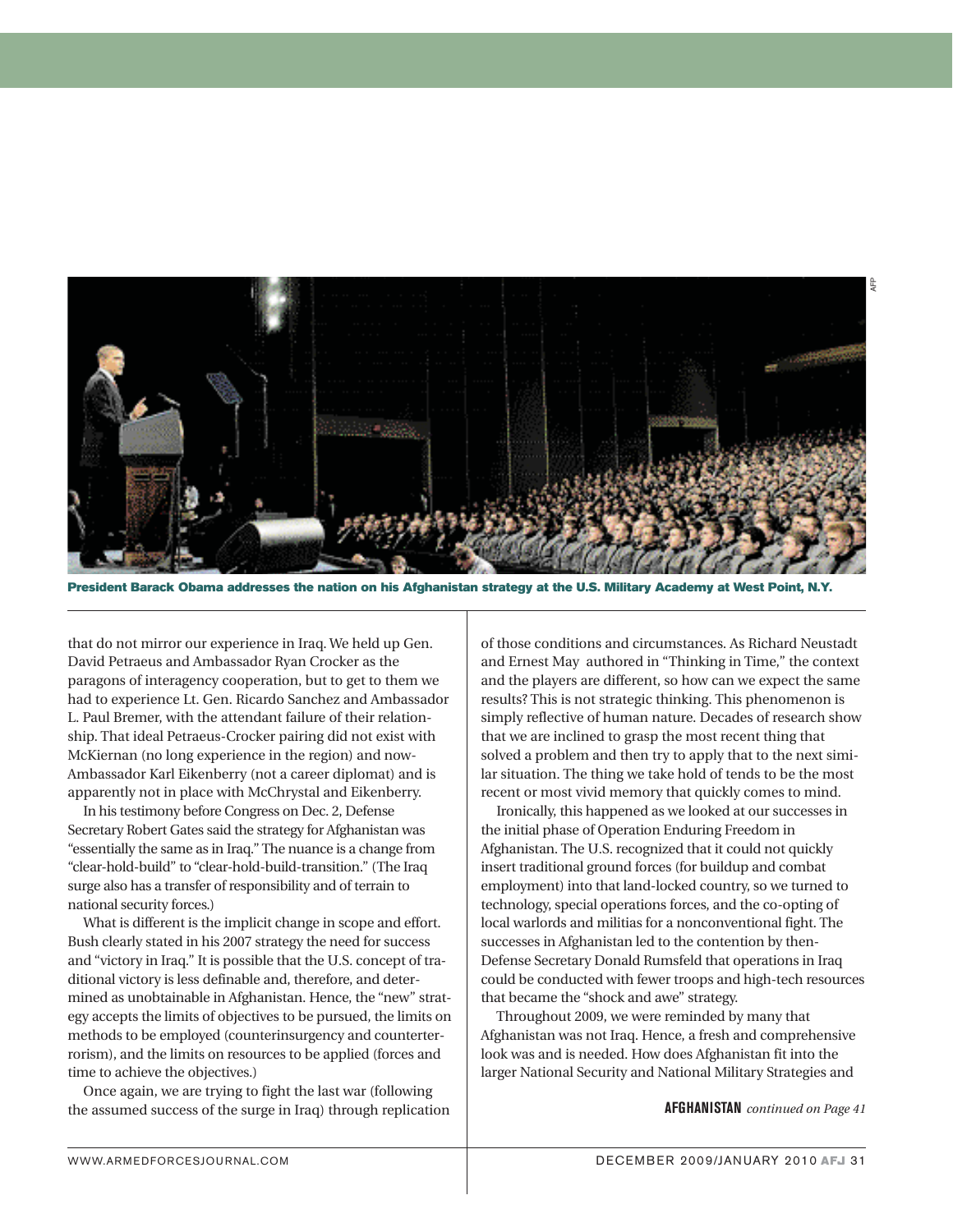President Barack Obama addresses the nation on his Afghanistan strategy at the U.S. Military Academy at West Point, N.Y.

that do not mirror our experience in Iraq. We held up Gen. David Petraeus and Ambassador Ryan Crocker as the paragons of interagency cooperation, but to get to them we had to experience Lt. Gen. Ricardo Sanchez and Ambassador L. Paul Bremer, with the attendant failure of their relationship. That ideal Petraeus-Crocker pairing did not exist with McKiernan (no long experience in the region) and now-Ambassador Karl Eikenberry (not a career diplomat) and is apparently not in place with McChrystal and Eikenberry.

In his testimony before Congress on Dec. 2, Defense Secretary Robert Gates said the strategy for Afghanistan was "essentially the same as in Iraq." The nuance is a change from "clear-hold-build" to "clear-hold-build-transition." (The Iraq surge also has a transfer of responsibility and of terrain to national security forces.)

What is different is the implicit change in scope and effort. Bush clearly stated in his 2007 strategy the need for success and "victory in Iraq." It is possible that the U.S. concept of traditional victory is less definable and, therefore, and determined as unobtainable in Afghanistan. Hence, the "new" strategy accepts the limits of objectives to be pursued, the limits on methods to be employed (counterinsurgency and counterterrorism), and the limits on resources to be applied (forces and time to achieve the objectives.)

Once again, we are trying to fight the last war (following the assumed success of the surge in Iraq) through replication of those conditions and circumstances. As Richard Neustadt and Ernest May authored in "Thinking in Time," the context and the players are different, so how can we expect the same results? This is not strategic thinking. This phenomenon is simply reflective of human nature. Decades of research show that we are inclined to grasp the most recent thing that solved a problem and then try to apply that to the next similar situation. The thing we take hold of tends to be the most recent or most vivid memory that quickly comes to mind.

Ironically, this happened as we looked at our successes in the initial phase of Operation Enduring Freedom in Afghanistan. The U.S. recognized that it could not quickly insert traditional ground forces (for buildup and combat employment) into that land-locked country, so we turned to technology, special operations forces, and the co-opting of local warlords and militias for a nonconventional fight. The successes in Afghanistan led to the contention by then-Defense Secretary Donald Rumsfeld that operations in Iraq could be conducted with fewer troops and high-tech resources that became the "shock and awe" strategy.

Throughout 2009, we were reminded by many that Afghanistan was not Iraq. Hence, a fresh and comprehensive look was and is needed. How does Afghanistan fit into the larger National Security and National Military Strategies and

**AFGHANISTAN** *continued on Page 41*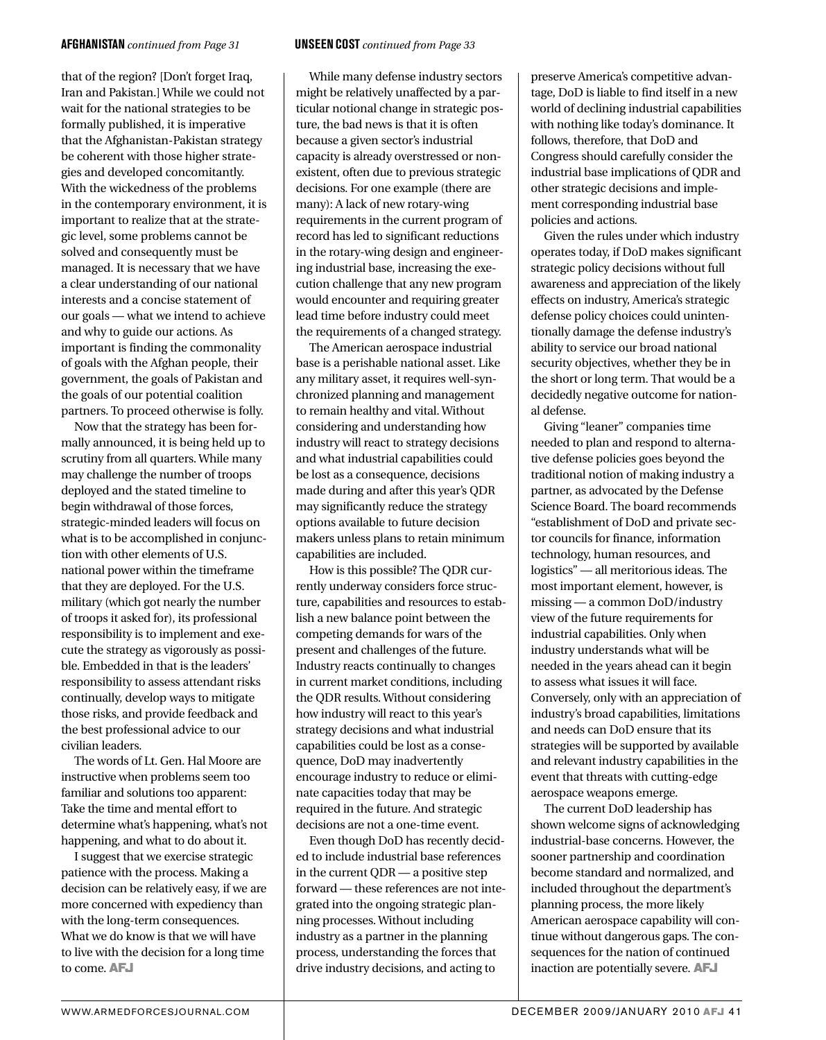**AFGHANISTAN** *continued from Page 31*

that of the region? [Don't forget Iraq, Iran and Pakistan.] While we could not wait for the national strategies to be formally published, it is imperative that the Afghanistan-Pakistan strategy be coherent with those higher strategies and developed concomitantly. With the wickedness of the problems in the contemporary environment, it is important to realize that at the strategic level, some problems cannot be solved and consequently must be managed. It is necessary that we have a clear understanding of our national interests and a concise statement of our goals — what we intend to achieve and why to guide our actions. As important is finding the commonality of goals with the Afghan people, their government, the goals of Pakistan and the goals of our potential coalition partners. To proceed otherwise is folly.

Now that the strategy has been formally announced, it is being held up to scrutiny from all quarters. While many may challenge the number of troops deployed and the stated timeline to begin withdrawal of those forces, strategic-minded leaders will focus on what is to be accomplished in conjunction with other elements of U.S. national power within the timeframe that they are deployed. For the U.S. military (which got nearly the number of troops it asked for), its professional responsibility is to implement and execute the strategy as vigorously as possible. Embedded in that is the leaders' responsibility to assess attendant risks continually, develop ways to mitigate those risks, and provide feedback and the best professional advice to our civilian leaders.

The words of Lt. Gen. Hal Moore are instructive when problems seem too familiar and solutions too apparent: Take the time and mental effort to determine what's happening, what's not happening, and what to do about it.

I suggest that we exercise strategic patience with the process. Making a decision can be relatively easy, if we are more concerned with expediency than with the long-term consequences. What we do know is that we will have to live with the decision for a long time to come. **AFJ**

**UNSEEN COST** *continued from Page 33*

While many defense industry sectors might be relatively unaffected by a particular notional change in strategic posture, the bad news is that it is often because a given sector's industrial capacity is already overstressed or nonexistent, often due to previous strategic decisions. For one example (there are many): A lack of new rotary-wing requirements in the current program of record has led to significant reductions in the rotary-wing design and engineering industrial base, increasing the execution challenge that any new program would encounter and requiring greater lead time before industry could meet the requirements of a changed strategy.

The American aerospace industrial base is a perishable national asset. Like any military asset, it requires well-synchronized planning and management to remain healthy and vital. Without considering and understanding how industry will react to strategy decisions and what industrial capabilities could be lost as a consequence, decisions made during and after this year's QDR may significantly reduce the strategy options available to future decision makers unless plans to retain minimum capabilities are included.

How is this possible? The QDR currently underway considers force structure, capabilities and resources to establish a new balance point between the competing demands for wars of the present and challenges of the future. Industry reacts continually to changes in current market conditions, including the QDR results. Without considering how industry will react to this year's strategy decisions and what industrial capabilities could be lost as a consequence, DoD may inadvertently encourage industry to reduce or eliminate capacities today that may be required in the future. And strategic decisions are not a one-time event.

Even though DoD has recently decided to include industrial base references in the current QDR — a positive step forward — these references are not integrated into the ongoing strategic planning processes. Without including industry as a partner in the planning process, understanding the forces that drive industry decisions, and acting to preserve America's competitive advantage, DoD is liable to find itself in a new world of declining industrial capabilities with nothing like today's dominance. It follows, therefore, that DoD and Congress should carefully consider the industrial base implications of QDR and other strategic decisions and implement corresponding industrial base policies and actions.

Given the rules under which industry operates today, if DoD makes significant strategic policy decisions without full awareness and appreciation of the likely effects on industry, America's strategic defense policy choices could unintentionally damage the defense industry's ability to service our broad national security objectives, whether they be in the short or long term. That would be a decidedly negative outcome for national defense.

Giving "leaner" companies time needed to plan and respond to alternative defense policies goes beyond the traditional notion of making industry a partner, as advocated by the Defense Science Board. The board recommends "establishment of DoD and private sector councils for finance, information technology, human resources, and logistics" — all meritorious ideas. The most important element, however, is missing — a common DoD/industry view of the future requirements for industrial capabilities. Only when industry understands what will be needed in the years ahead can it begin to assess what issues it will face. Conversely, only with an appreciation of industry's broad capabilities, limitations and needs can DoD ensure that its strategies will be supported by available and relevant industry capabilities in the event that threats with cutting-edge aerospace weapons emerge.

The current DoD leadership has shown welcome signs of acknowledging industrial-base concerns. However, the sooner partnership and coordination become standard and normalized, and included throughout the department's planning process, the more likely American aerospace capability will continue without dangerous gaps. The consequences for the nation of continued inaction are potentially severe. **AFJ**